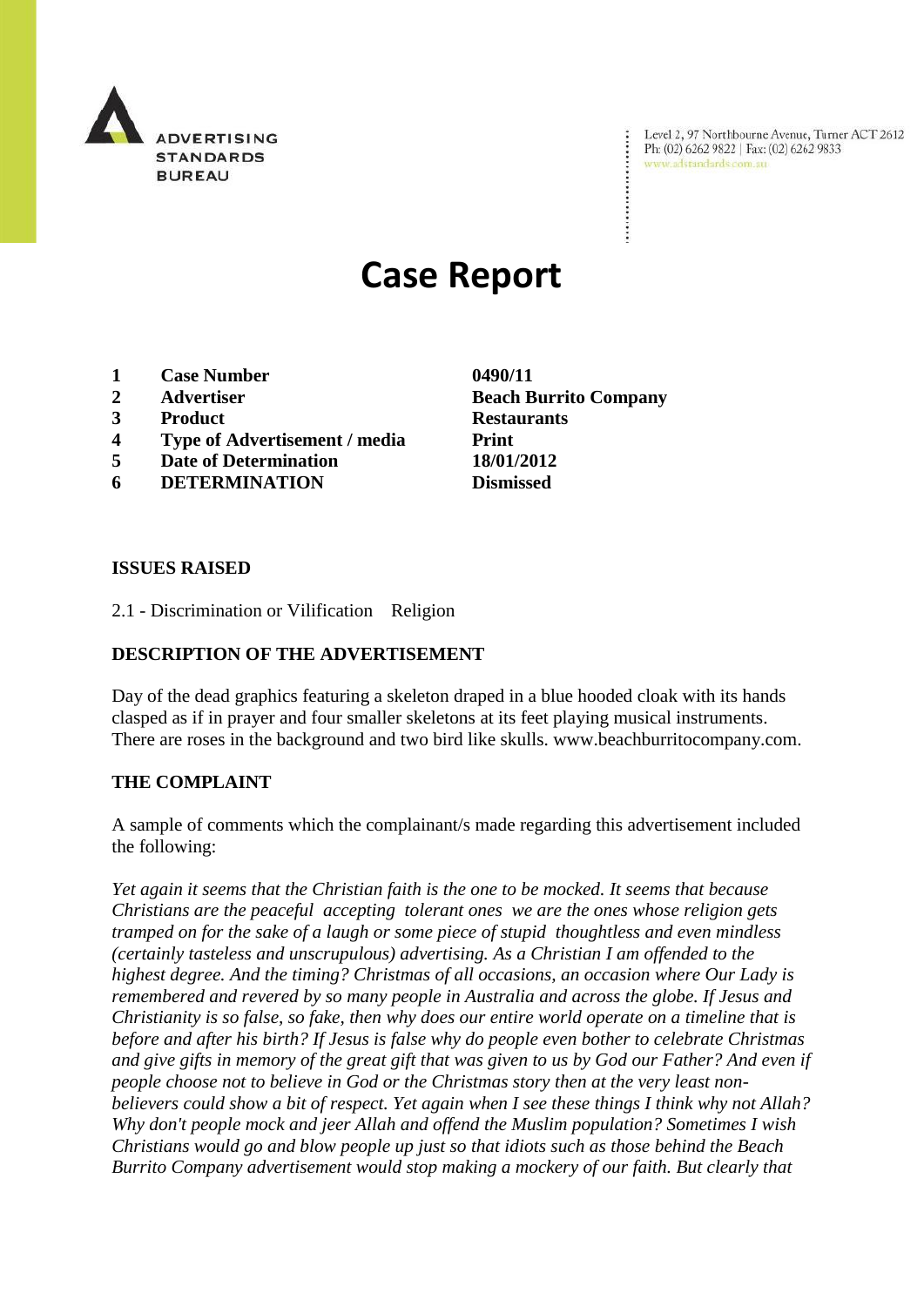ADVERTISING STANDARDS BUREAU

Level 2, 97 Northbourne Avenue, Turner ACT 2612
Ph: (02) 6262 9822 | Fax: (02) 6262 9833
www.adstandards.com.au

# Case Report

| | | |
|---|---|---|
| **1** | **Case Number** | **0490/11** |
| **2** | **Advertiser** | **Beach Burrito Company** |
| **3** | **Product** | **Restaurants** |
| **4** | **Type of Advertisement / media** | **Print** |
| **5** | **Date of Determination** | **18/01/2012** |
| **6** | **DETERMINATION** | **Dismissed** |

**ISSUES RAISED**

2.1 - Discrimination or Vilification Religion

**DESCRIPTION OF THE ADVERTISEMENT**

Day of the dead graphics featuring a skeleton draped in a blue hooded cloak with its hands clasped as if in prayer and four smaller skeletons at its feet playing musical instruments. There are roses in the background and two bird like skulls. www.beachburritocompany.com.

**THE COMPLAINT**

A sample of comments which the complainant/s made regarding this advertisement included the following:

*Yet again it seems that the Christian faith is the one to be mocked. It seems that because Christians are the peaceful accepting tolerant ones we are the ones whose religion gets tramped on for the sake of a laugh or some piece of stupid thoughtless and even mindless (certainly tasteless and unscrupulous) advertising. As a Christian I am offended to the highest degree. And the timing? Christmas of all occasions, an occasion where Our Lady is remembered and revered by so many people in Australia and across the globe. If Jesus and Christianity is so false, so fake, then why does our entire world operate on a timeline that is before and after his birth? If Jesus is false why do people even bother to celebrate Christmas and give gifts in memory of the great gift that was given to us by God our Father? And even if people choose not to believe in God or the Christmas story then at the very least non-believers could show a bit of respect. Yet again when I see these things I think why not Allah? Why don't people mock and jeer Allah and offend the Muslim population? Sometimes I wish Christians would go and blow people up just so that idiots such as those behind the Beach Burrito Company advertisement would stop making a mockery of our faith. But clearly that*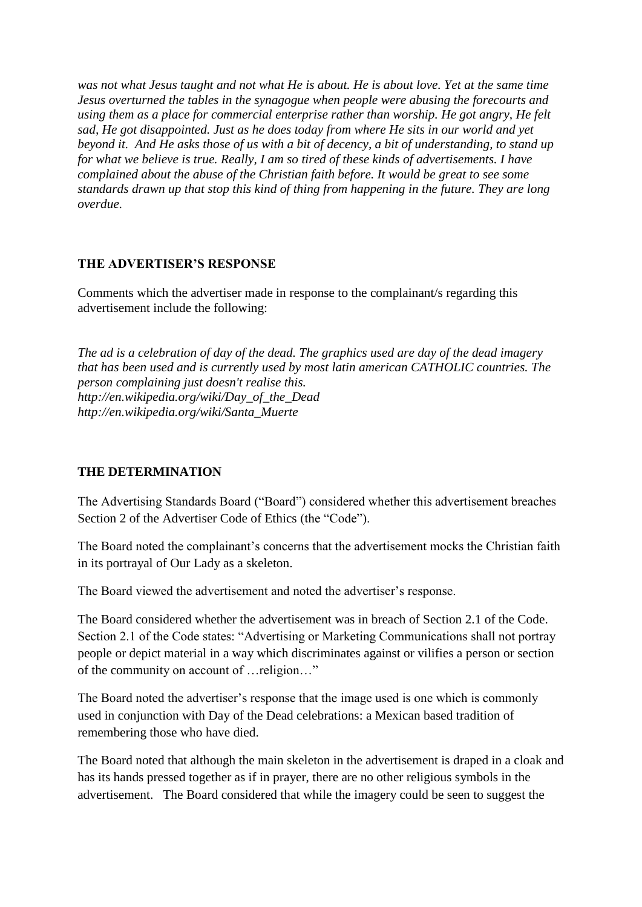*was not what Jesus taught and not what He is about. He is about love. Yet at the same time Jesus overturned the tables in the synagogue when people were abusing the forecourts and using them as a place for commercial enterprise rather than worship. He got angry, He felt sad, He got disappointed. Just as he does today from where He sits in our world and yet beyond it. And He asks those of us with a bit of decency, a bit of understanding, to stand up for what we believe is true. Really, I am so tired of these kinds of advertisements. I have complained about the abuse of the Christian faith before. It would be great to see some standards drawn up that stop this kind of thing from happening in the future. They are long overdue.*

## THE ADVERTISER'S RESPONSE

Comments which the advertiser made in response to the complainant/s regarding this advertisement include the following:

*The ad is a celebration of day of the dead. The graphics used are day of the dead imagery that has been used and is currently used by most latin american CATHOLIC countries. The person complaining just doesn't realise this.*
*http://en.wikipedia.org/wiki/Day_of_the_Dead*
*http://en.wikipedia.org/wiki/Santa_Muerte*

## THE DETERMINATION

The Advertising Standards Board ("Board") considered whether this advertisement breaches Section 2 of the Advertiser Code of Ethics (the "Code").

The Board noted the complainant's concerns that the advertisement mocks the Christian faith in its portrayal of Our Lady as a skeleton.

The Board viewed the advertisement and noted the advertiser's response.

The Board considered whether the advertisement was in breach of Section 2.1 of the Code. Section 2.1 of the Code states: "Advertising or Marketing Communications shall not portray people or depict material in a way which discriminates against or vilifies a person or section of the community on account of …religion…"

The Board noted the advertiser's response that the image used is one which is commonly used in conjunction with Day of the Dead celebrations: a Mexican based tradition of remembering those who have died.

The Board noted that although the main skeleton in the advertisement is draped in a cloak and has its hands pressed together as if in prayer, there are no other religious symbols in the advertisement. The Board considered that while the imagery could be seen to suggest the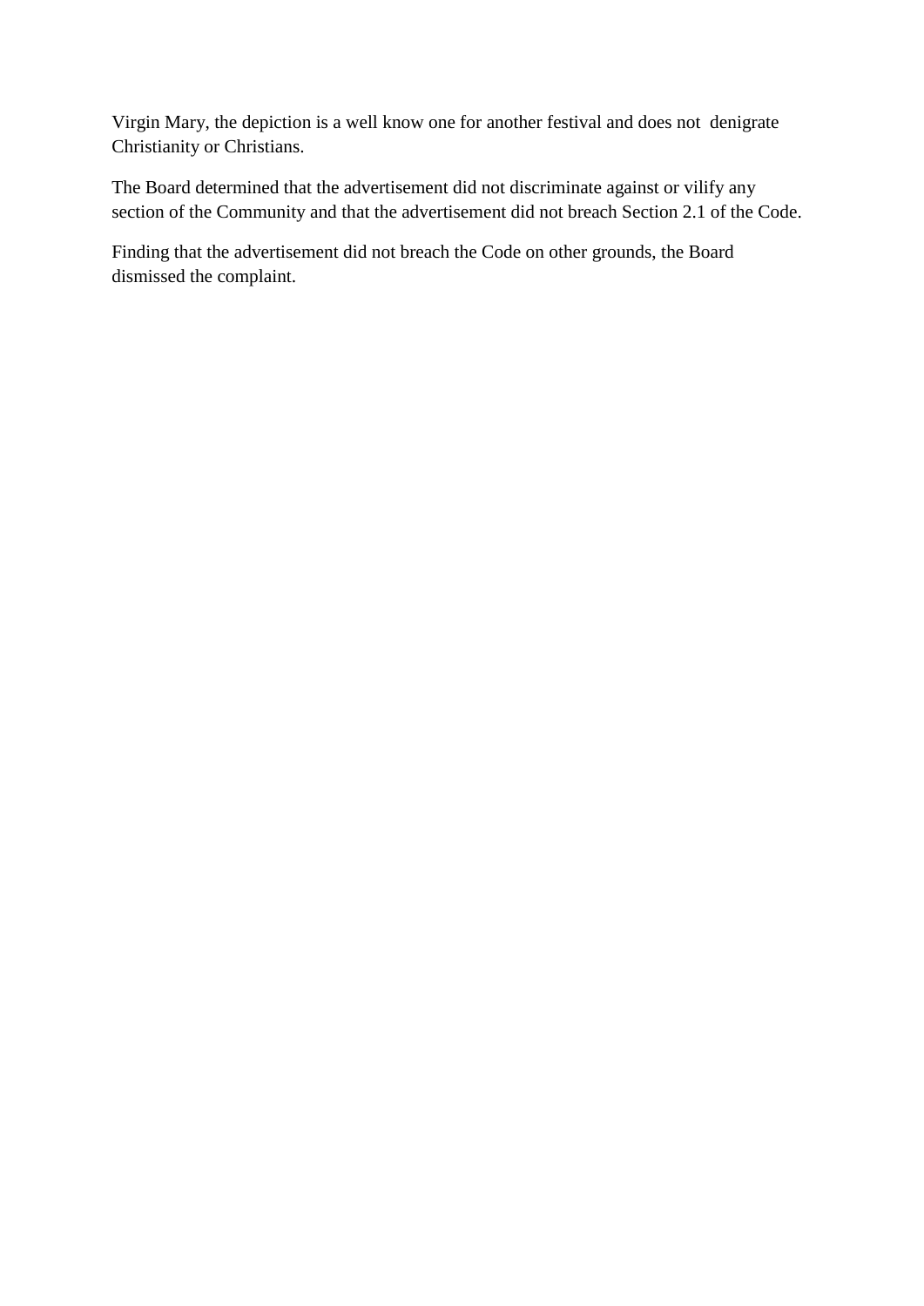Virgin Mary, the depiction is a well know one for another festival and does not denigrate Christianity or Christians.

The Board determined that the advertisement did not discriminate against or vilify any section of the Community and that the advertisement did not breach Section 2.1 of the Code.

Finding that the advertisement did not breach the Code on other grounds, the Board dismissed the complaint.